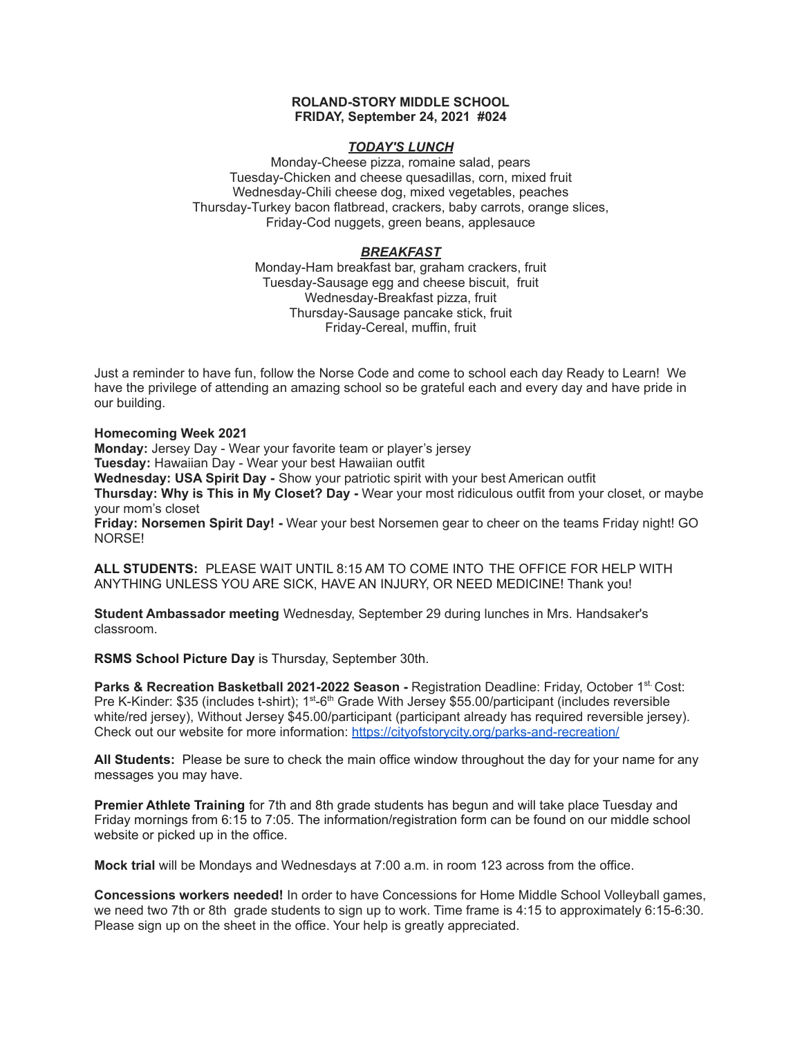**ROLAND-STORY MIDDLE SCHOOL**
**FRIDAY, September 24, 2021 #024**

***TODAY'S LUNCH***

Monday-Cheese pizza, romaine salad, pears
Tuesday-Chicken and cheese quesadillas, corn, mixed fruit
Wednesday-Chili cheese dog, mixed vegetables, peaches
Thursday-Turkey bacon flatbread, crackers, baby carrots, orange slices,
Friday-Cod nuggets, green beans, applesauce

***BREAKFAST***

Monday-Ham breakfast bar, graham crackers, fruit
Tuesday-Sausage egg and cheese biscuit, fruit
Wednesday-Breakfast pizza, fruit
Thursday-Sausage pancake stick, fruit
Friday-Cereal, muffin, fruit

Just a reminder to have fun, follow the Norse Code and come to school each day Ready to Learn! We have the privilege of attending an amazing school so be grateful each and every day and have pride in our building.

**Homecoming Week 2021**
**Monday:** Jersey Day - Wear your favorite team or player's jersey
**Tuesday:** Hawaiian Day - Wear your best Hawaiian outfit
**Wednesday: USA Spirit Day -** Show your patriotic spirit with your best American outfit
**Thursday: Why is This in My Closet? Day -** Wear your most ridiculous outfit from your closet, or maybe your mom's closet
**Friday: Norsemen Spirit Day! -** Wear your best Norsemen gear to cheer on the teams Friday night! GO NORSE!

**ALL STUDENTS:** PLEASE WAIT UNTIL 8:15 AM TO COME INTO THE OFFICE FOR HELP WITH ANYTHING UNLESS YOU ARE SICK, HAVE AN INJURY, OR NEED MEDICINE! Thank you!

**Student Ambassador meeting** Wednesday, September 29 during lunches in Mrs. Handsaker's classroom.

**RSMS School Picture Day** is Thursday, September 30th.

**Parks & Recreation Basketball 2021-2022 Season -** Registration Deadline: Friday, October 1st. Cost: Pre K-Kinder: $35 (includes t-shirt); 1st-6th Grade With Jersey $55.00/participant (includes reversible white/red jersey), Without Jersey $45.00/participant (participant already has required reversible jersey). Check out our website for more information: https://cityofstorycity.org/parks-and-recreation/

**All Students:** Please be sure to check the main office window throughout the day for your name for any messages you may have.

**Premier Athlete Training** for 7th and 8th grade students has begun and will take place Tuesday and Friday mornings from 6:15 to 7:05. The information/registration form can be found on our middle school website or picked up in the office.

**Mock trial** will be Mondays and Wednesdays at 7:00 a.m. in room 123 across from the office.

**Concessions workers needed!** In order to have Concessions for Home Middle School Volleyball games, we need two 7th or 8th grade students to sign up to work. Time frame is 4:15 to approximately 6:15-6:30. Please sign up on the sheet in the office. Your help is greatly appreciated.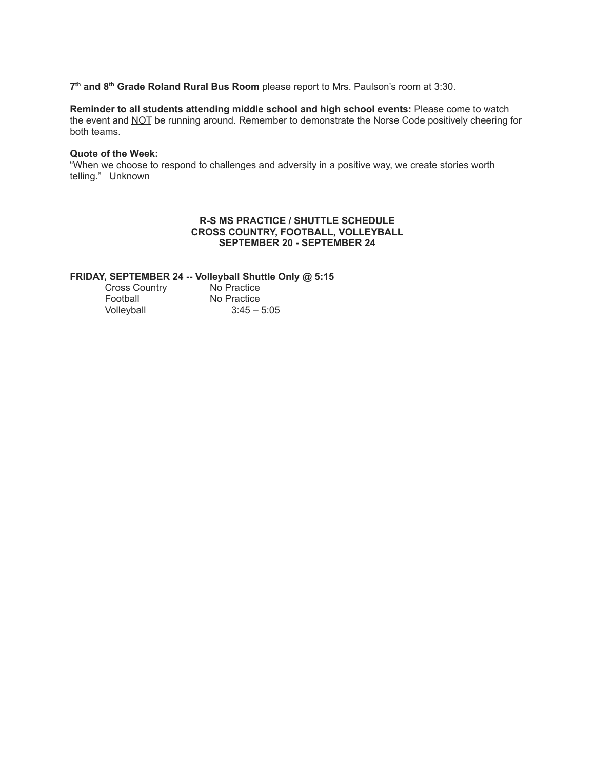**7th and 8th Grade Roland Rural Bus Room** please report to Mrs. Paulson's room at 3:30.

**Reminder to all students attending middle school and high school events:** Please come to watch the event and NOT be running around. Remember to demonstrate the Norse Code positively cheering for both teams.

**Quote of the Week:**
"When we choose to respond to challenges and adversity in a positive way, we create stories worth telling."   Unknown

**R-S MS PRACTICE / SHUTTLE SCHEDULE**
**CROSS COUNTRY, FOOTBALL, VOLLEYBALL**
**SEPTEMBER 20 - SEPTEMBER 24**

**FRIDAY, SEPTEMBER 24 -- Volleyball Shuttle Only @ 5:15**

| | |
|---|---|
| Cross Country | No Practice |
| Football | No Practice |
| Volleyball | 3:45 – 5:05 |